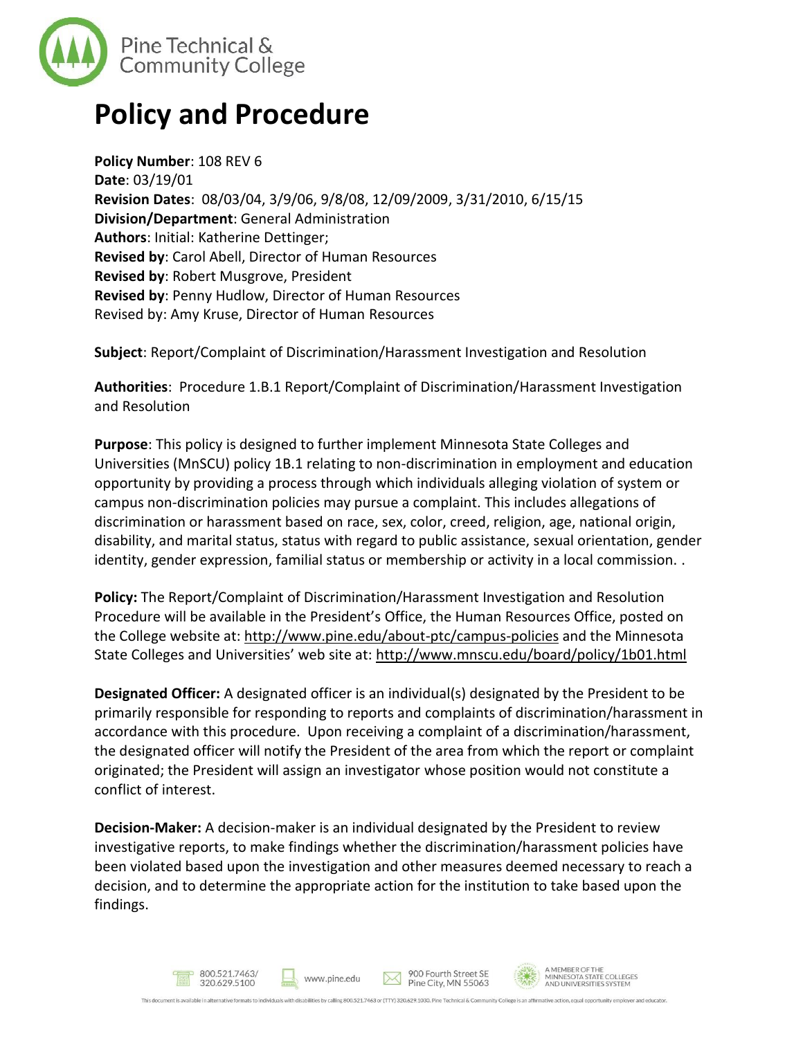Pine Technical & Community College

# Policy and Procedure

**Policy Number**: 108 REV 6
**Date**: 03/19/01
**Revision Dates**: 08/03/04, 3/9/06, 9/8/08, 12/09/2009, 3/31/2010, 6/15/15
**Division/Department**: General Administration
**Authors**: Initial: Katherine Dettinger;
**Revised by**: Carol Abell, Director of Human Resources
**Revised by**: Robert Musgrove, President
**Revised by**: Penny Hudlow, Director of Human Resources
Revised by: Amy Kruse, Director of Human Resources

**Subject**: Report/Complaint of Discrimination/Harassment Investigation and Resolution

**Authorities**: Procedure 1.B.1 Report/Complaint of Discrimination/Harassment Investigation and Resolution

**Purpose**: This policy is designed to further implement Minnesota State Colleges and Universities (MnSCU) policy 1B.1 relating to non-discrimination in employment and education opportunity by providing a process through which individuals alleging violation of system or campus non-discrimination policies may pursue a complaint. This includes allegations of discrimination or harassment based on race, sex, color, creed, religion, age, national origin, disability, and marital status, status with regard to public assistance, sexual orientation, gender identity, gender expression, familial status or membership or activity in a local commission. .

**Policy:** The Report/Complaint of Discrimination/Harassment Investigation and Resolution Procedure will be available in the President's Office, the Human Resources Office, posted on the College website at: http://www.pine.edu/about-ptc/campus-policies and the Minnesota State Colleges and Universities' web site at: http://www.mnscu.edu/board/policy/1b01.html

**Designated Officer:** A designated officer is an individual(s) designated by the President to be primarily responsible for responding to reports and complaints of discrimination/harassment in accordance with this procedure. Upon receiving a complaint of a discrimination/harassment, the designated officer will notify the President of the area from which the report or complaint originated; the President will assign an investigator whose position would not constitute a conflict of interest.

**Decision-Maker:** A decision-maker is an individual designated by the President to review investigative reports, to make findings whether the discrimination/harassment policies have been violated based upon the investigation and other measures deemed necessary to reach a decision, and to determine the appropriate action for the institution to take based upon the findings.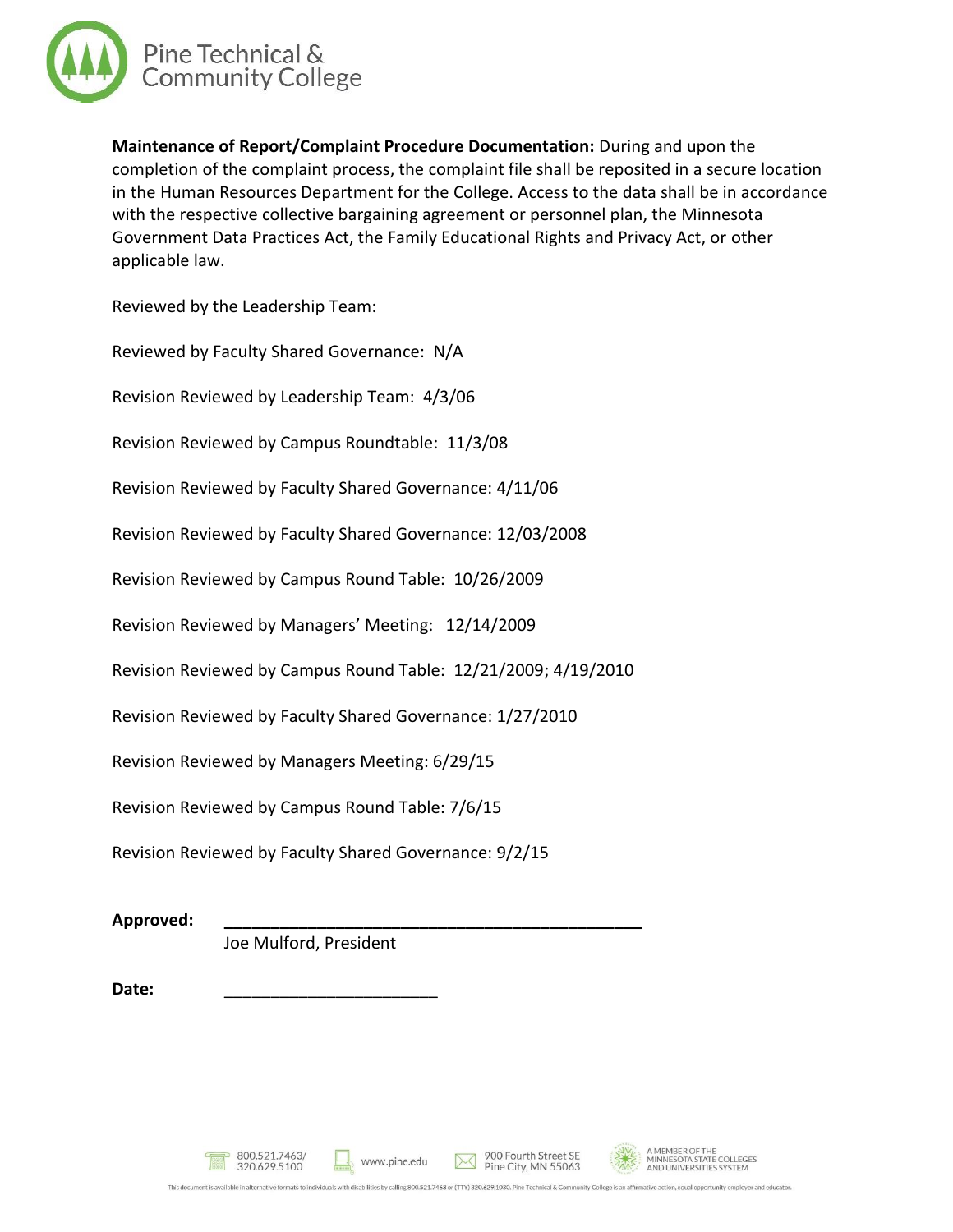**Maintenance of Report/Complaint Procedure Documentation:** During and upon the completion of the complaint process, the complaint file shall be reposited in a secure location in the Human Resources Department for the College. Access to the data shall be in accordance with the respective collective bargaining agreement or personnel plan, the Minnesota Government Data Practices Act, the Family Educational Rights and Privacy Act, or other applicable law.

Reviewed by the Leadership Team:

Reviewed by Faculty Shared Governance: N/A

Revision Reviewed by Leadership Team: 4/3/06

Revision Reviewed by Campus Roundtable: 11/3/08

Revision Reviewed by Faculty Shared Governance: 4/11/06

Revision Reviewed by Faculty Shared Governance: 12/03/2008

Revision Reviewed by Campus Round Table: 10/26/2009

Revision Reviewed by Managers' Meeting: 12/14/2009

Revision Reviewed by Campus Round Table: 12/21/2009; 4/19/2010

Revision Reviewed by Faculty Shared Governance: 1/27/2010

Revision Reviewed by Managers Meeting: 6/29/15

Revision Reviewed by Campus Round Table: 7/6/15

Revision Reviewed by Faculty Shared Governance: 9/2/15

**Approved:** ______________________________________________
Joe Mulford, President

**Date:** ________________________